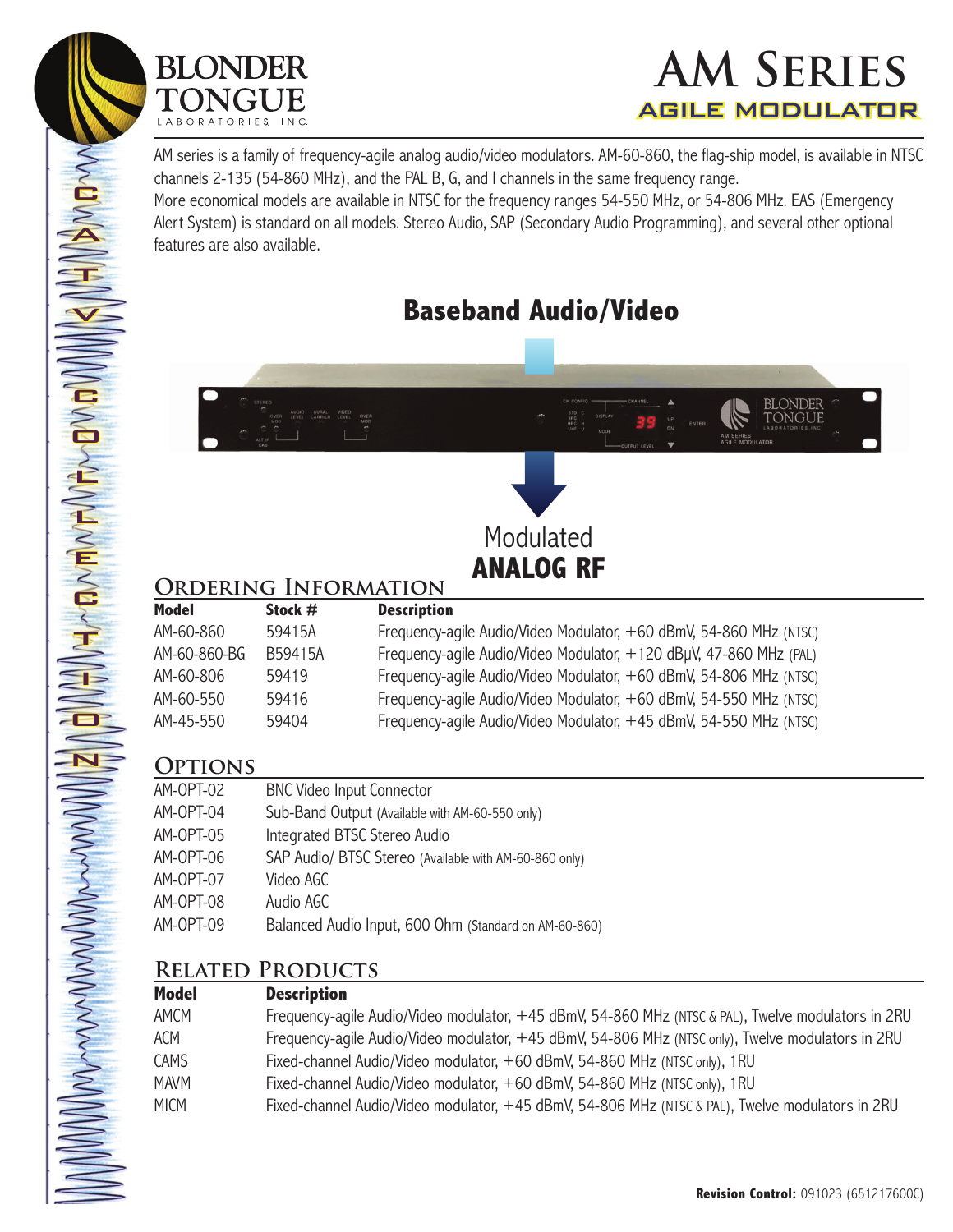# AM Series

## AGILE MODULATOR

AM series is a family of frequency-agile analog audio/video modulators. AM-60-860, the flag-ship model, is available in NTSC channels 2-135 (54-860 MHz), and the PAL B, G, and I channels in the same frequency range.
More economical models are available in NTSC for the frequency ranges 54-550 MHz, or 54-806 MHz. EAS (Emergency Alert System) is standard on all models. Stereo Audio, SAP (Secondary Audio Programming), and several other optional features are also available.

**Baseband Audio/Video**

Modulated
**ANALOG RF**

## Ordering Information

| Model | Stock # | Description |
| --- | --- | --- |
| AM-60-860 | 59415A | Frequency-agile Audio/Video Modulator, +60 dBmV, 54-860 MHz (NTSC) |
| AM-60-860-BG | B59415A | Frequency-agile Audio/Video Modulator, +120 dBµV, 47-860 MHz (PAL) |
| AM-60-806 | 59419 | Frequency-agile Audio/Video Modulator, +60 dBmV, 54-806 MHz (NTSC) |
| AM-60-550 | 59416 | Frequency-agile Audio/Video Modulator, +60 dBmV, 54-550 MHz (NTSC) |
| AM-45-550 | 59404 | Frequency-agile Audio/Video Modulator, +45 dBmV, 54-550 MHz (NTSC) |

## Options

| | |
| --- | --- |
| AM-OPT-02 | BNC Video Input Connector |
| AM-OPT-04 | Sub-Band Output (Available with AM-60-550 only) |
| AM-OPT-05 | Integrated BTSC Stereo Audio |
| AM-OPT-06 | SAP Audio/ BTSC Stereo (Available with AM-60-860 only) |
| AM-OPT-07 | Video AGC |
| AM-OPT-08 | Audio AGC |
| AM-OPT-09 | Balanced Audio Input, 600 Ohm (Standard on AM-60-860) |

## Related Products

| Model | Description |
| --- | --- |
| AMCM | Frequency-agile Audio/Video modulator, +45 dBmV, 54-860 MHz (NTSC & PAL), Twelve modulators in 2RU |
| ACM | Frequency-agile Audio/Video modulator, +45 dBmV, 54-806 MHz (NTSC only), Twelve modulators in 2RU |
| CAMS | Fixed-channel Audio/Video modulator, +60 dBmV, 54-860 MHz (NTSC only), 1RU |
| MAVM | Fixed-channel Audio/Video modulator, +60 dBmV, 54-860 MHz (NTSC only), 1RU |
| MICM | Fixed-channel Audio/Video modulator, +45 dBmV, 54-806 MHz (NTSC & PAL), Twelve modulators in 2RU |

**Revision Control:** 091023 (651217600C)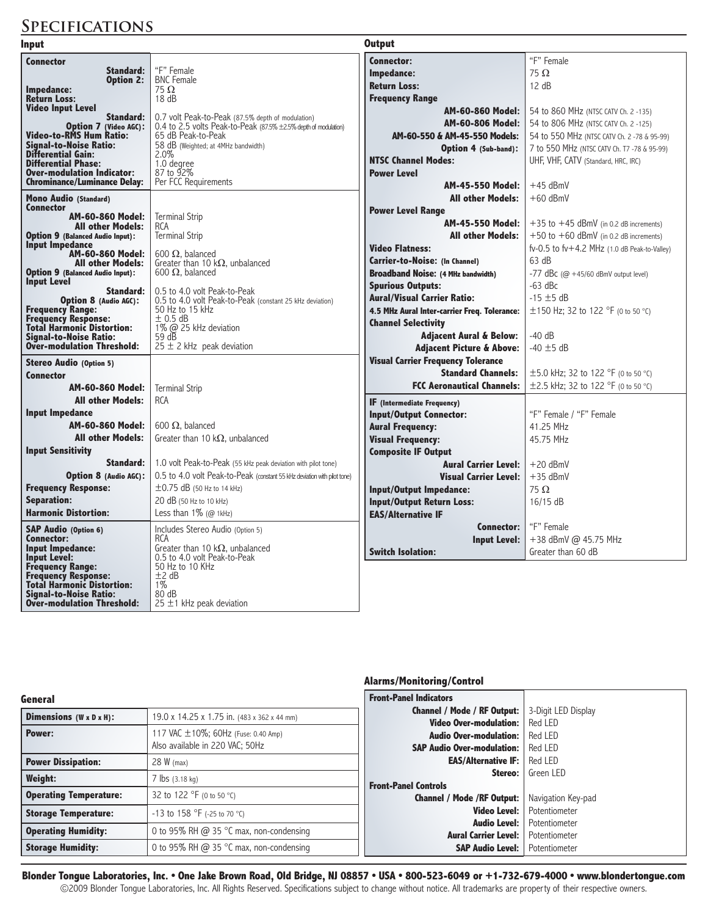# Specifications

## Input

| | |
|---|---|
| **Connector** | |
| **Standard:** | "F" Female |
| **Option 2:** | BNC Female |
| **Impedance:** | 75 Ω |
| **Return Loss:** | 18 dB |
| **Video Input Level** | |
| **Standard:** | 0.7 volt Peak-to-Peak (87.5% depth of modulation) |
| **Option 7 (Video AGC):** | 0.4 to 2.5 volts Peak-to-Peak (87.5% ±2.5% depth of modulation) |
| **Video-to-RMS Hum Ratio:** | 65 dB Peak-to-Peak |
| **Signal-to-Noise Ratio:** | 58 dB (Weighted; at 4MHz bandwidth) |
| **Differential Gain:** | 2.0% |
| **Differential Phase:** | 1.0 degree |
| **Over-modulation Indicator:** | 87 to 92% |
| **Chrominance/Luminance Delay:** | Per FCC Requirements |
| **Mono Audio (Standard)** | |
| **Connector** | |
| **AM-60-860 Model:** | Terminal Strip |
| **All other Models:** | RCA |
| **Option 9 (Balanced Audio Input):** | Terminal Strip |
| **Input Impedance** | |
| **AM-60-860 Model:** | 600 Ω, balanced |
| **All other Models:** | Greater than 10 kΩ, unbalanced |
| **Option 9 (Balanced Audio Input):** | 600 Ω, balanced |
| **Input Level** | |
| **Standard:** | 0.5 to 4.0 volt Peak-to-Peak |
| **Option 8 (Audio AGC):** | 0.5 to 4.0 volt Peak-to-Peak (constant 25 kHz deviation) |
| **Frequency Range:** | 50 Hz to 15 kHz |
| **Frequency Response:** | ± 0.5 dB |
| **Total Harmonic Distortion:** | 1% @ 25 kHz deviation |
| **Signal-to-Noise Ratio:** | 59 dB |
| **Over-modulation Threshold:** | 25 ± 2 kHz peak deviation |
| **Stereo Audio (Option 5)** | |
| **Connector** | |
| **AM-60-860 Model:** | Terminal Strip |
| **All other Models:** | RCA |
| **Input Impedance** | |
| **AM-60-860 Model:** | 600 Ω, balanced |
| **All other Models:** | Greater than 10 kΩ, unbalanced |
| **Input Sensitivity** | |
| **Standard:** | 1.0 volt Peak-to-Peak (55 kHz peak deviation with pilot tone) |
| **Option 8 (Audio AGC):** | 0.5 to 4.0 volt Peak-to-Peak (constant 55 kHz deviation with pilot tone) |
| **Frequency Response:** | ±0.75 dB (50 Hz to 14 kHz) |
| **Separation:** | 20 dB (50 Hz to 10 kHz) |
| **Harmonic Distortion:** | Less than 1% (@ 1kHz) |
| **SAP Audio (Option 6)** | Includes Stereo Audio (Option 5) |
| **Connector:** | RCA |
| **Input Impedance:** | Greater than 10 kΩ, unbalanced |
| **Input Level:** | 0.5 to 4.0 volt Peak-to-Peak |
| **Frequency Range:** | 50 Hz to 10 KHz |
| **Frequency Response:** | ±2 dB |
| **Total Harmonic Distortion:** | 1% |
| **Signal-to-Noise Ratio:** | 80 dB |
| **Over-modulation Threshold:** | 25 ±1 kHz peak deviation |

## Output

| | |
|---|---|
| **Connector:** | "F" Female |
| **Impedance:** | 75 Ω |
| **Return Loss:** | 12 dB |
| **Frequency Range** | |
| **AM-60-860 Model:** | 54 to 860 MHz (NTSC CATV Ch. 2 -135) |
| **AM-60-806 Model:** | 54 to 806 MHz (NTSC CATV Ch. 2 -125) |
| **AM-60-550 & AM-45-550 Models:** | 54 to 550 MHz (NTSC CATV Ch. 2 -78 & 95-99) |
| **Option 4 (Sub-band):** | 7 to 550 MHz (NTSC CATV Ch. T7 -78 & 95-99) |
| **NTSC Channel Modes:** | UHF, VHF, CATV (Standard, HRC, IRC) |
| **Power Level** | |
| **AM-45-550 Model:** | +45 dBmV |
| **All other Models:** | +60 dBmV |
| **Power Level Range** | |
| **AM-45-550 Model:** | +35 to +45 dBmV (in 0.2 dB increments) |
| **All other Models:** | +50 to +60 dBmV (in 0.2 dB increments) |
| **Video Flatness:** | fv-0.5 to fv+4.2 MHz (1.0 dB Peak-to-Valley) |
| **Carrier-to-Noise: (In Channel)** | 63 dB |
| **Broadband Noise: (4 MHz bandwidth)** | -77 dBc (@ +45/60 dBmV output level) |
| **Spurious Outputs:** | -63 dBc |
| **Aural/Visual Carrier Ratio:** | -15 ±5 dB |
| **4.5 MHz Aural Inter-carrier Freq. Tolerance:** | ±150 Hz; 32 to 122 °F (0 to 50 °C) |
| **Channel Selectivity** | |
| **Adjacent Aural & Below:** | -40 dB |
| **Adjacent Picture & Above:** | -40 ±5 dB |
| **Visual Carrier Frequency Tolerance** | |
| **Standard Channels:** | ±5.0 kHz; 32 to 122 °F (0 to 50 °C) |
| **FCC Aeronautical Channels:** | ±2.5 kHz; 32 to 122 °F (0 to 50 °C) |
| **IF (Intermediate Frequency)** | |
| **Input/Output Connector:** | "F" Female / "F" Female |
| **Aural Frequency:** | 41.25 MHz |
| **Visual Frequency:** | 45.75 MHz |
| **Composite IF Output** | |
| **Aural Carrier Level:** | +20 dBmV |
| **Visual Carrier Level:** | +35 dBmV |
| **Input/Output Impedance:** | 75 Ω |
| **Input/Output Return Loss:** | 16/15 dB |
| **EAS/Alternative IF** | |
| **Connector:** | "F" Female |
| **Input Level:** | +38 dBmV @ 45.75 MHz |
| **Switch Isolation:** | Greater than 60 dB |

## General

| | |
|---|---|
| **Dimensions (W x D x H):** | 19.0 x 14.25 x 1.75 in. (483 x 362 x 44 mm) |
| **Power:** | 117 VAC ±10%; 60Hz (Fuse: 0.40 Amp) Also available in 220 VAC; 50Hz |
| **Power Dissipation:** | 28 W (max) |
| **Weight:** | 7 lbs (3.18 kg) |
| **Operating Temperature:** | 32 to 122 °F (0 to 50 °C) |
| **Storage Temperature:** | -13 to 158 °F (-25 to 70 °C) |
| **Operating Humidity:** | 0 to 95% RH @ 35 °C max, non-condensing |
| **Storage Humidity:** | 0 to 95% RH @ 35 °C max, non-condensing |

## Alarms/Monitoring/Control

| | |
|---|---|
| **Front-Panel Indicators** | |
| **Channel / Mode / RF Output:** | 3-Digit LED Display |
| **Video Over-modulation:** | Red LED |
| **Audio Over-modulation:** | Red LED |
| **SAP Audio Over-modulation:** | Red LED |
| **EAS/Alternative IF:** | Red LED |
| **Stereo:** | Green LED |
| **Front-Panel Controls** | |
| **Channel / Mode /RF Output:** | Navigation Key-pad |
| **Video Level:** | Potentiometer |
| **Audio Level:** | Potentiometer |
| **Aural Carrier Level:** | Potentiometer |
| **SAP Audio Level:** | Potentiometer |

**Blonder Tongue Laboratories, Inc. • One Jake Brown Road, Old Bridge, NJ 08857 • USA • 800-523-6049 or +1-732-679-4000 • www.blondertongue.com**

©2009 Blonder Tongue Laboratories, Inc. All Rights Reserved. Specifications subject to change without notice. All trademarks are property of their respective owners.